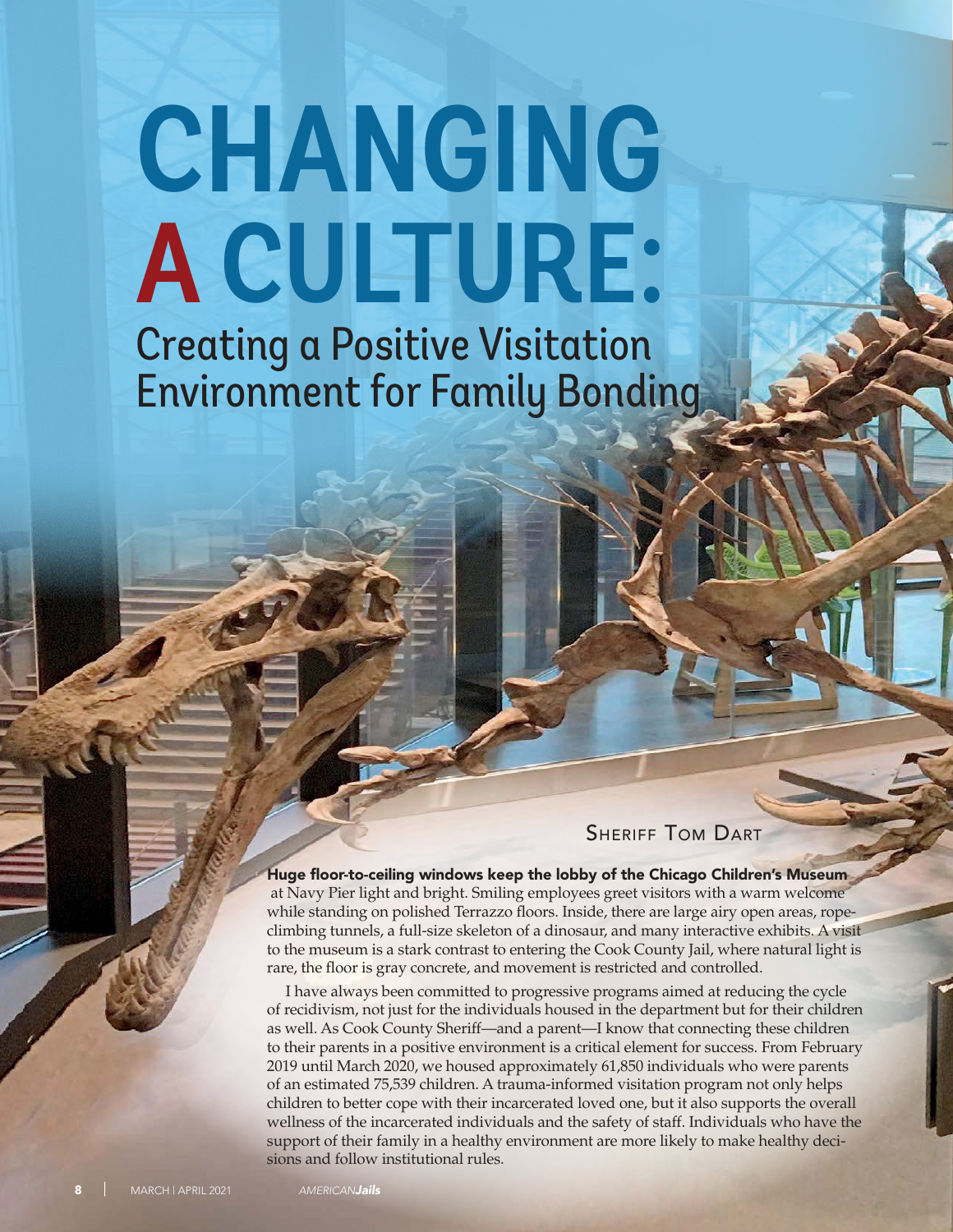# CHANGING A CULTURE:

## Creating a Positive Visitation Environment for Family Bonding

Sheriff Tom Dart

**Huge floor-to-ceiling windows keep the lobby of the Chicago Children's Museum** at Navy Pier light and bright. Smiling employees greet visitors with a warm welcome while standing on polished Terrazzo floors. Inside, there are large airy open areas, rope-climbing tunnels, a full-size skeleton of a dinosaur, and many interactive exhibits. A visit to the museum is a stark contrast to entering the Cook County Jail, where natural light is rare, the floor is gray concrete, and movement is restricted and controlled.

I have always been committed to progressive programs aimed at reducing the cycle of recidivism, not just for the individuals housed in the department but for their children as well. As Cook County Sheriff—and a parent—I know that connecting these children to their parents in a positive environment is a critical element for success. From February 2019 until March 2020, we housed approximately 61,850 individuals who were parents of an estimated 75,539 children. A trauma-informed visitation program not only helps children to better cope with their incarcerated loved one, but it also supports the overall wellness of the incarcerated individuals and the safety of staff. Individuals who have the support of their family in a healthy environment are more likely to make healthy decisions and follow institutional rules.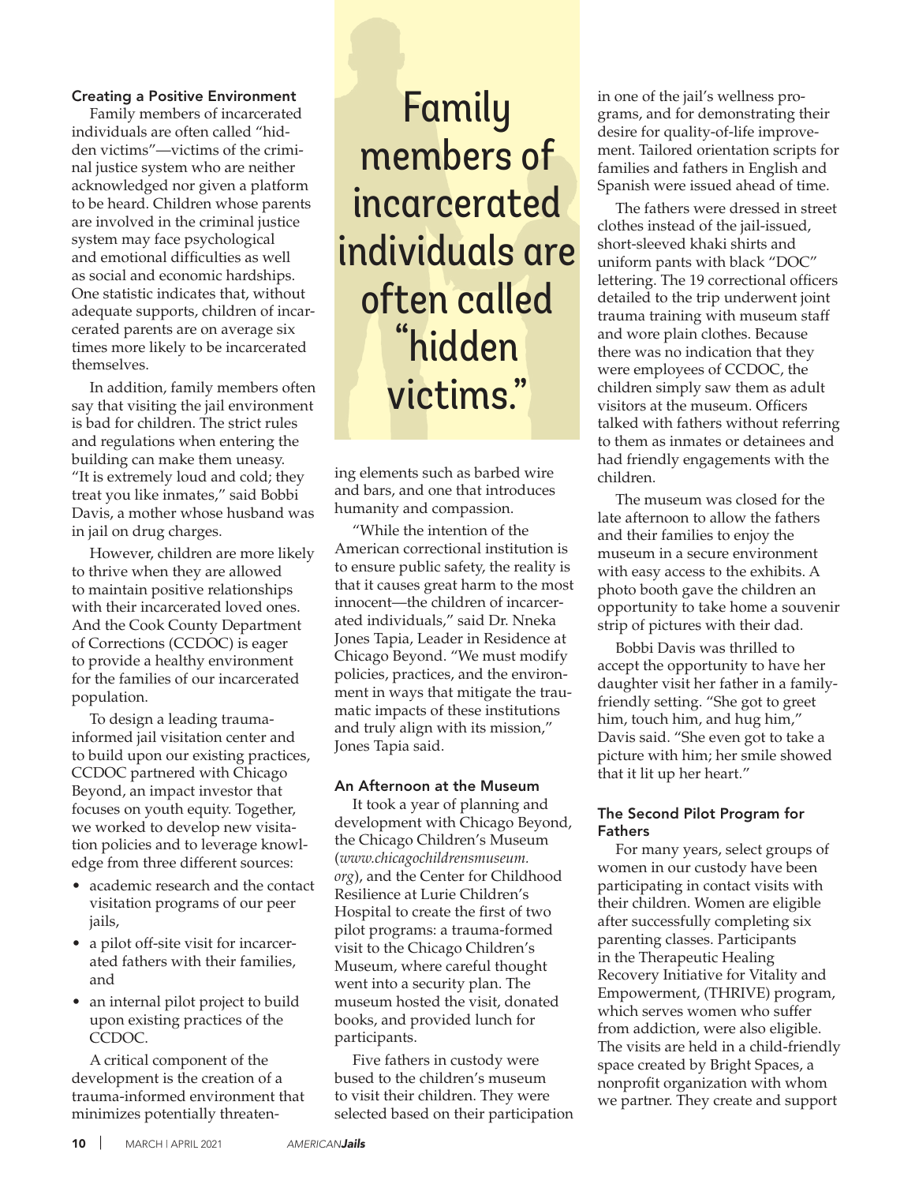## Creating a Positive Environment

Family members of incarcerated individuals are often called "hidden victims"—victims of the criminal justice system who are neither acknowledged nor given a platform to be heard. Children whose parents are involved in the criminal justice system may face psychological and emotional difficulties as well as social and economic hardships. One statistic indicates that, without adequate supports, children of incarcerated parents are on average six times more likely to be incarcerated themselves.

In addition, family members often say that visiting the jail environment is bad for children. The strict rules and regulations when entering the building can make them uneasy. "It is extremely loud and cold; they treat you like inmates," said Bobbi Davis, a mother whose husband was in jail on drug charges.

However, children are more likely to thrive when they are allowed to maintain positive relationships with their incarcerated loved ones. And the Cook County Department of Corrections (CCDOC) is eager to provide a healthy environment for the families of our incarcerated population.

To design a leading trauma-informed jail visitation center and to build upon our existing practices, CCDOC partnered with Chicago Beyond, an impact investor that focuses on youth equity. Together, we worked to develop new visitation policies and to leverage knowledge from three different sources:

- academic research and the contact visitation programs of our peer jails,
- a pilot off-site visit for incarcerated fathers with their families, and
- an internal pilot project to build upon existing practices of the CCDOC.

A critical component of the development is the creation of a trauma-informed environment that minimizes potentially threatening elements such as barbed wire and bars, and one that introduces humanity and compassion.

> Family members of incarcerated individuals are often called "hidden victims."

"While the intention of the American correctional institution is to ensure public safety, the reality is that it causes great harm to the most innocent—the children of incarcerated individuals," said Dr. Nneka Jones Tapia, Leader in Residence at Chicago Beyond. "We must modify policies, practices, and the environment in ways that mitigate the traumatic impacts of these institutions and truly align with its mission," Jones Tapia said.

## An Afternoon at the Museum

It took a year of planning and development with Chicago Beyond, the Chicago Children's Museum (*www.chicagochildrensmuseum.org*), and the Center for Childhood Resilience at Lurie Children's Hospital to create the first of two pilot programs: a trauma-formed visit to the Chicago Children's Museum, where careful thought went into a security plan. The museum hosted the visit, donated books, and provided lunch for participants.

Five fathers in custody were bused to the children's museum to visit their children. They were selected based on their participation in one of the jail's wellness programs, and for demonstrating their desire for quality-of-life improvement. Tailored orientation scripts for families and fathers in English and Spanish were issued ahead of time.

The fathers were dressed in street clothes instead of the jail-issued, short-sleeved khaki shirts and uniform pants with black "DOC" lettering. The 19 correctional officers detailed to the trip underwent joint trauma training with museum staff and wore plain clothes. Because there was no indication that they were employees of CCDOC, the children simply saw them as adult visitors at the museum. Officers talked with fathers without referring to them as inmates or detainees and had friendly engagements with the children.

The museum was closed for the late afternoon to allow the fathers and their families to enjoy the museum in a secure environment with easy access to the exhibits. A photo booth gave the children an opportunity to take home a souvenir strip of pictures with their dad.

Bobbi Davis was thrilled to accept the opportunity to have her daughter visit her father in a family-friendly setting. "She got to greet him, touch him, and hug him," Davis said. "She even got to take a picture with him; her smile showed that it lit up her heart."

## The Second Pilot Program for Fathers

For many years, select groups of women in our custody have been participating in contact visits with their children. Women are eligible after successfully completing six parenting classes. Participants in the Therapeutic Healing Recovery Initiative for Vitality and Empowerment, (THRIVE) program, which serves women who suffer from addiction, were also eligible. The visits are held in a child-friendly space created by Bright Spaces, a nonprofit organization with whom we partner. They create and support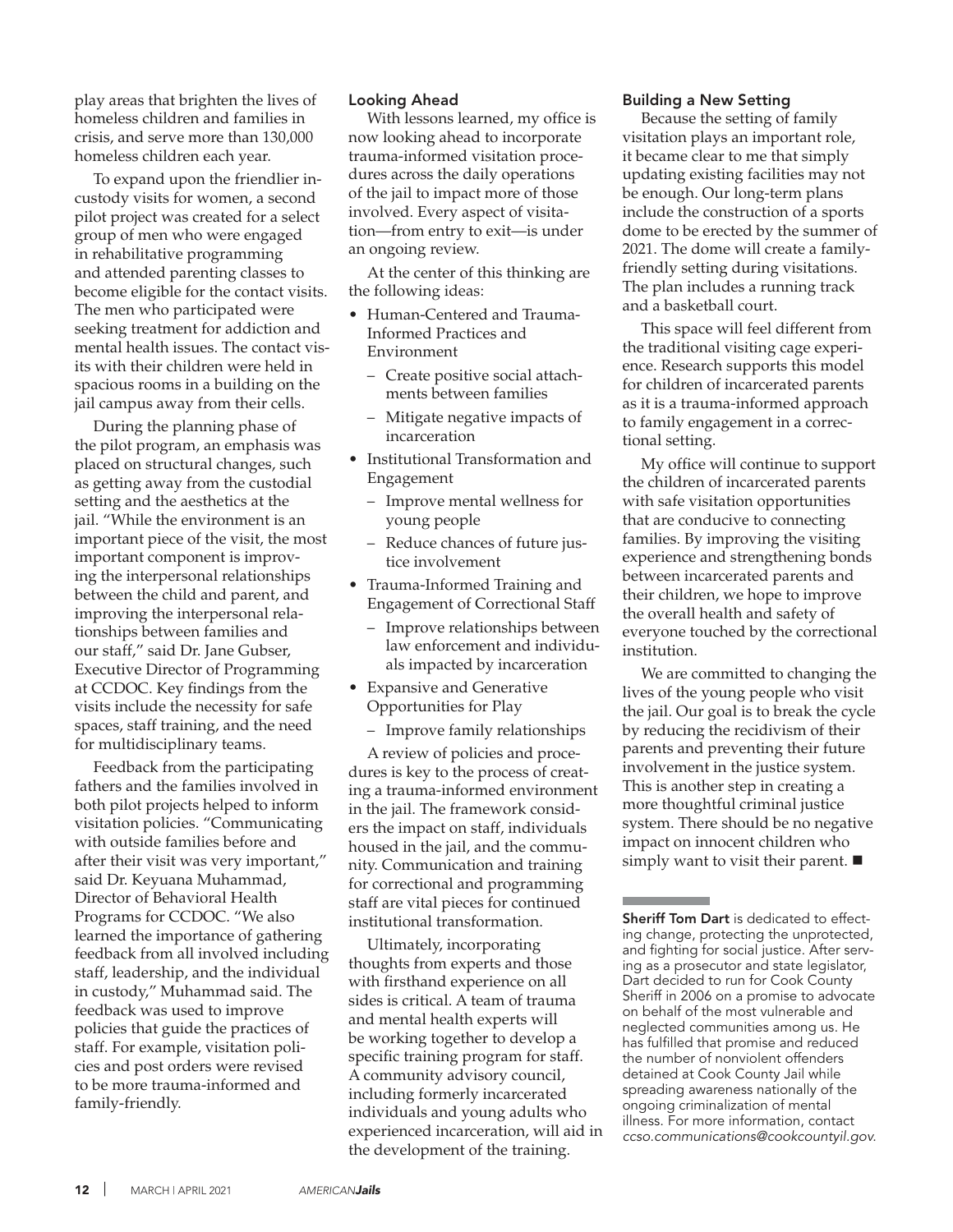play areas that brighten the lives of homeless children and families in crisis, and serve more than 130,000 homeless children each year.

To expand upon the friendlier in-custody visits for women, a second pilot project was created for a select group of men who were engaged in rehabilitative programming and attended parenting classes to become eligible for the contact visits. The men who participated were seeking treatment for addiction and mental health issues. The contact visits with their children were held in spacious rooms in a building on the jail campus away from their cells.

During the planning phase of the pilot program, an emphasis was placed on structural changes, such as getting away from the custodial setting and the aesthetics at the jail. "While the environment is an important piece of the visit, the most important component is improving the interpersonal relationships between the child and parent, and improving the interpersonal relationships between families and our staff," said Dr. Jane Gubser, Executive Director of Programming at CCDOC. Key findings from the visits include the necessity for safe spaces, staff training, and the need for multidisciplinary teams.

Feedback from the participating fathers and the families involved in both pilot projects helped to inform visitation policies. "Communicating with outside families before and after their visit was very important," said Dr. Keyuana Muhammad, Director of Behavioral Health Programs for CCDOC. "We also learned the importance of gathering feedback from all involved including staff, leadership, and the individual in custody," Muhammad said. The feedback was used to improve policies that guide the practices of staff. For example, visitation policies and post orders were revised to be more trauma-informed and family-friendly.

### Looking Ahead

With lessons learned, my office is now looking ahead to incorporate trauma-informed visitation procedures across the daily operations of the jail to impact more of those involved. Every aspect of visitation—from entry to exit—is under an ongoing review.

At the center of this thinking are the following ideas:

- Human-Centered and Trauma-Informed Practices and Environment
  - Create positive social attachments between families
  - Mitigate negative impacts of incarceration
- Institutional Transformation and Engagement
  - Improve mental wellness for young people
  - Reduce chances of future justice involvement
- Trauma-Informed Training and Engagement of Correctional Staff
  - Improve relationships between law enforcement and individuals impacted by incarceration
- Expansive and Generative Opportunities for Play
  - Improve family relationships

A review of policies and procedures is key to the process of creating a trauma-informed environment in the jail. The framework considers the impact on staff, individuals housed in the jail, and the community. Communication and training for correctional and programming staff are vital pieces for continued institutional transformation.

Ultimately, incorporating thoughts from experts and those with firsthand experience on all sides is critical. A team of trauma and mental health experts will be working together to develop a specific training program for staff. A community advisory council, including formerly incarcerated individuals and young adults who experienced incarceration, will aid in the development of the training.

### Building a New Setting

Because the setting of family visitation plays an important role, it became clear to me that simply updating existing facilities may not be enough. Our long-term plans include the construction of a sports dome to be erected by the summer of 2021. The dome will create a family-friendly setting during visitations. The plan includes a running track and a basketball court.

This space will feel different from the traditional visiting cage experience. Research supports this model for children of incarcerated parents as it is a trauma-informed approach to family engagement in a correctional setting.

My office will continue to support the children of incarcerated parents with safe visitation opportunities that are conducive to connecting families. By improving the visiting experience and strengthening bonds between incarcerated parents and their children, we hope to improve the overall health and safety of everyone touched by the correctional institution.

We are committed to changing the lives of the young people who visit the jail. Our goal is to break the cycle by reducing the recidivism of their parents and preventing their future involvement in the justice system. This is another step in creating a more thoughtful criminal justice system. There should be no negative impact on innocent children who simply want to visit their parent. ■

---

**Sheriff Tom Dart** is dedicated to effecting change, protecting the unprotected, and fighting for social justice. After serving as a prosecutor and state legislator, Dart decided to run for Cook County Sheriff in 2006 on a promise to advocate on behalf of the most vulnerable and neglected communities among us. He has fulfilled that promise and reduced the number of nonviolent offenders detained at Cook County Jail while spreading awareness nationally of the ongoing criminalization of mental illness. For more information, contact *ccso.communications@cookcountyil.gov*.